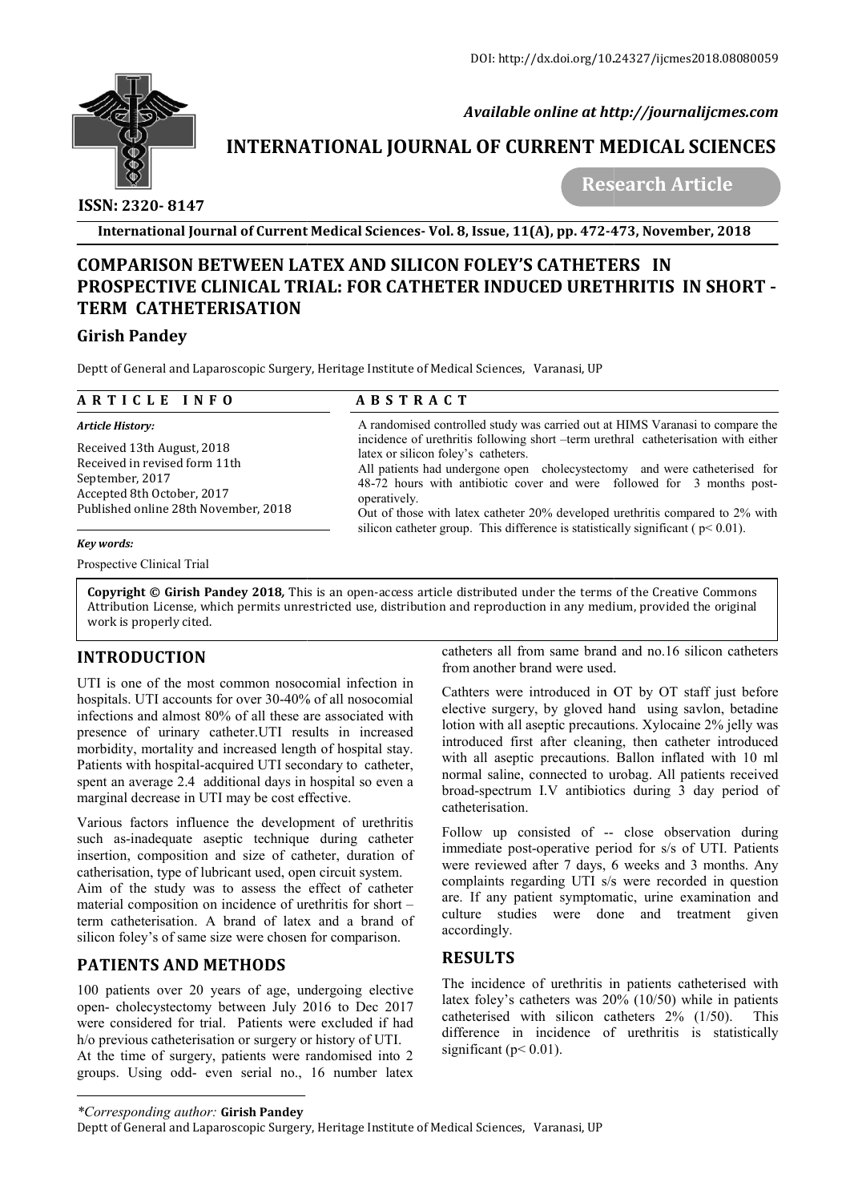DOI: http://dx.doi.org/10.24327/ijcmes2018.08080059

*Available online at http://journalijcmes.com*

# INTERNATIONAL JOURNAL OF CURRENT MEDICAL SCIENCES

**ISSN: 2320- 8147**

**Research Article**

# COMPARISON BETWEEN LATEX AND SILICON FOLEY'S CATHETERS IN PROSPECTIVE CLINICAL TRIAL: FOR CATHETER INDUCED URETHRITIS IN SHORT - TERM CATHETERISATION

## Girish Pandey

Deptt of General and Laparoscopic Surgery, Heritage Institute of Medical Sciences, Varanasi, UP

**ARTICLE INFO**

*Article History:*

Received 13th August, 2018
Received in revised form 11th September, 2017
Accepted 8th October, 2017
Published online 28th November, 2018

*Key words:*

Prospective Clinical Trial

**ABSTRACT**

A randomised controlled study was carried out at HIMS Varanasi to compare the incidence of urethritis following short –term urethral catheterisation with either latex or silicon foley's catheters.

All patients had undergone open cholecystectomy and were catheterised for 48-72 hours with antibiotic cover and were followed for 3 months post-operatively.

Out of those with latex catheter 20% developed urethritis compared to 2% with silicon catheter group. This difference is statistically significant ( $p< 0.01$).

**Copyright © Girish Pandey 2018,** This is an open-access article distributed under the terms of the Creative Commons Attribution License, which permits unrestricted use, distribution and reproduction in any medium, provided the original work is properly cited.

## INTRODUCTION

UTI is one of the most common nosocomial infection in hospitals. UTI accounts for over 30-40% of all nosocomial infections and almost 80% of all these are associated with presence of urinary catheter.UTI results in increased morbidity, mortality and increased length of hospital stay. Patients with hospital-acquired UTI secondary to catheter, spent an average 2.4 additional days in hospital so even a marginal decrease in UTI may be cost effective.

Various factors influence the development of urethritis such as-inadequate aseptic technique during catheter insertion, composition and size of catheter, duration of catherisation, type of lubricant used, open circuit system.
Aim of the study was to assess the effect of catheter material composition on incidence of urethritis for short – term catheterisation. A brand of latex and a brand of silicon foley's of same size were chosen for comparison.

## PATIENTS AND METHODS

100 patients over 20 years of age, undergoing elective open- cholecystectomy between July 2016 to Dec 2017 were considered for trial. Patients were excluded if had h/o previous catheterisation or surgery or history of UTI.
At the time of surgery, patients were randomised into 2 groups. Using odd- even serial no., 16 number latex catheters all from same brand and no.16 silicon catheters from another brand were used.

Cathters were introduced in OT by OT staff just before elective surgery, by gloved hand using savlon, betadine lotion with all aseptic precautions. Xylocaine 2% jelly was introduced first after cleaning, then catheter introduced with all aseptic precautions. Ballon inflated with 10 ml normal saline, connected to urobag. All patients received broad-spectrum I.V antibiotics during 3 day period of catheterisation.

Follow up consisted of -- close observation during immediate post-operative period for s/s of UTI. Patients were reviewed after 7 days, 6 weeks and 3 months. Any complaints regarding UTI s/s were recorded in question are. If any patient symptomatic, urine examination and culture studies were done and treatment given accordingly.

## RESULTS

The incidence of urethritis in patients catheterised with latex foley's catheters was 20% (10/50) while in patients catheterised with silicon catheters 2% (1/50). This difference in incidence of urethritis is statistically significant ($p< 0.01$).

*\*Corresponding author:* **Girish Pandey**
Deptt of General and Laparoscopic Surgery, Heritage Institute of Medical Sciences, Varanasi, UP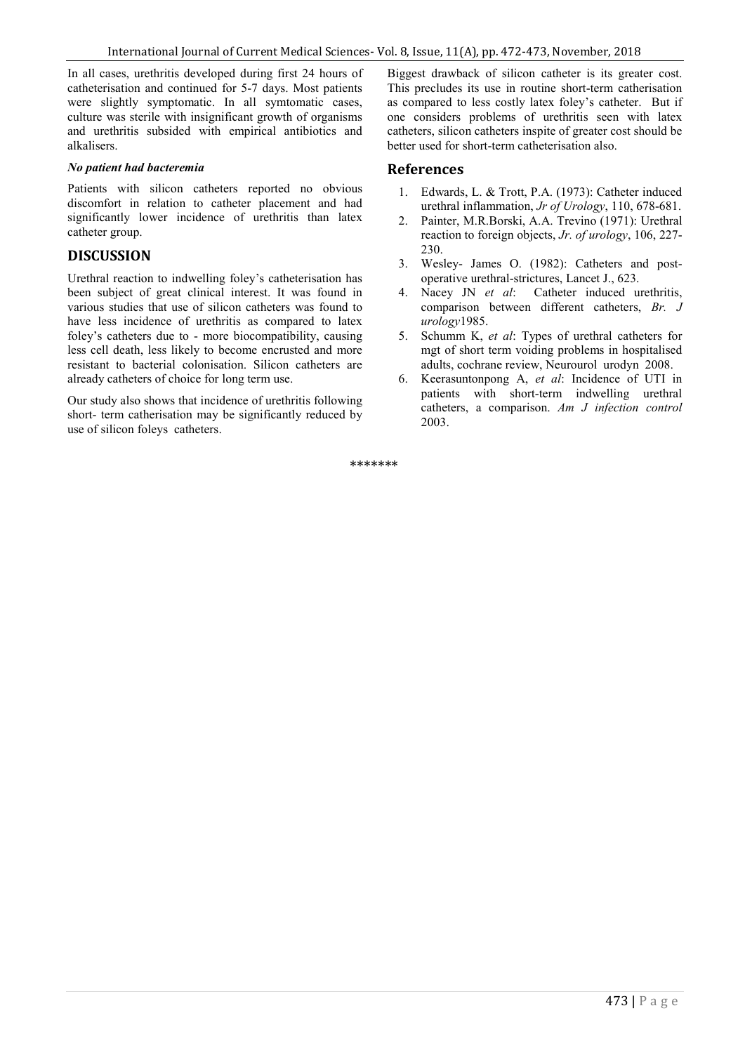In all cases, urethritis developed during first 24 hours of catheterisation and continued for 5-7 days. Most patients were slightly symptomatic. In all symtomatic cases, culture was sterile with insignificant growth of organisms and urethritis subsided with empirical antibiotics and alkalisers.

***No patient had bacteremia***

Patients with silicon catheters reported no obvious discomfort in relation to catheter placement and had significantly lower incidence of urethritis than latex catheter group.

## DISCUSSION

Urethral reaction to indwelling foley's catheterisation has been subject of great clinical interest. It was found in various studies that use of silicon catheters was found to have less incidence of urethritis as compared to latex foley's catheters due to - more biocompatibility, causing less cell death, less likely to become encrusted and more resistant to bacterial colonisation. Silicon catheters are already catheters of choice for long term use.

Our study also shows that incidence of urethritis following short- term catherisation may be significantly reduced by use of silicon foleys catheters.

Biggest drawback of silicon catheter is its greater cost. This precludes its use in routine short-term catherisation as compared to less costly latex foley's catheter. But if one considers problems of urethritis seen with latex catheters, silicon catheters inspite of greater cost should be better used for short-term catheterisation also.

## References

1. Edwards, L. & Trott, P.A. (1973): Catheter induced urethral inflammation, *Jr of Urology*, 110, 678-681.
2. Painter, M.R.Borski, A.A. Trevino (1971): Urethral reaction to foreign objects, *Jr. of urology*, 106, 227-230.
3. Wesley- James O. (1982): Catheters and post-operative urethral-strictures, Lancet J., 623.
4. Nacey JN *et al*: Catheter induced urethritis, comparison between different catheters, *Br. J urology*1985.
5. Schumm K, *et al*: Types of urethral catheters for mgt of short term voiding problems in hospitalised adults, cochrane review, Neurourol urodyn 2008.
6. Keerasuntonpong A, *et al*: Incidence of UTI in patients with short-term indwelling urethral catheters, a comparison. *Am J infection control* 2003.

*******